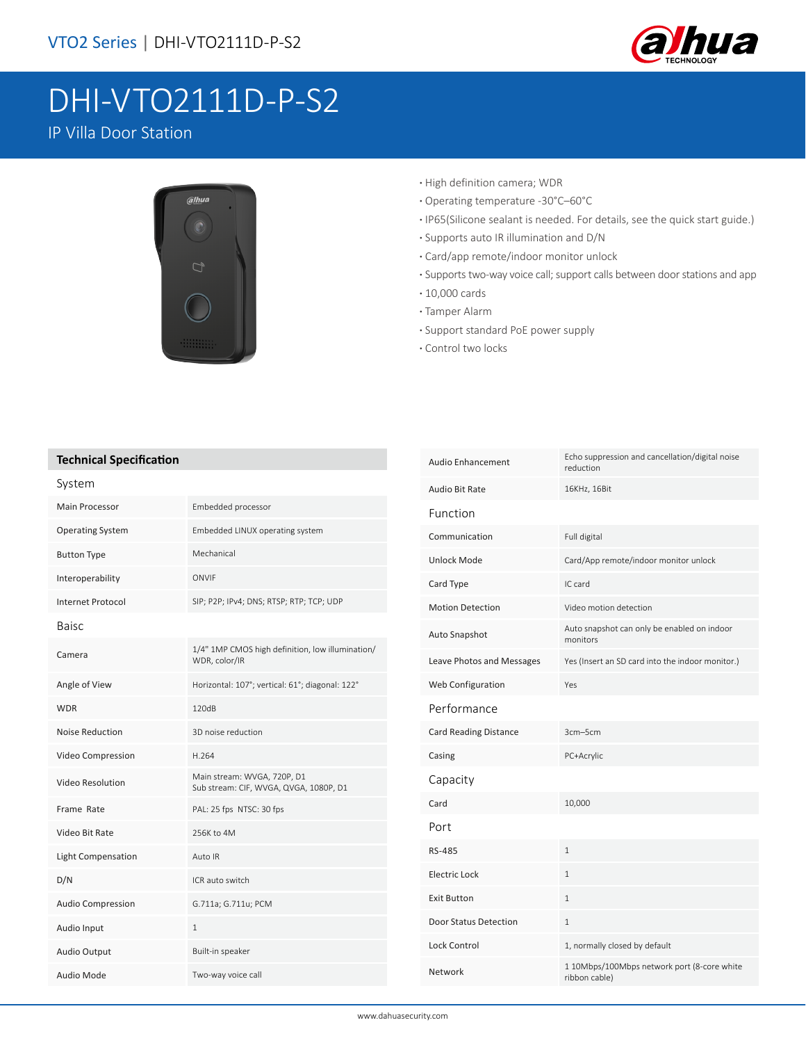VTO2 Series | DHI-VTO2111D-P-S2

# DHI-VTO2111D-P-S2

IP Villa Door Station

- High definition camera; WDR
- Operating temperature -30°C–60°C
- IP65(Silicone sealant is needed. For details, see the quick start guide.)
- Supports auto IR illumination and D/N
- Card/app remote/indoor monitor unlock
- Supports two-way voice call; support calls between door stations and app
- 10,000 cards
- Tamper Alarm
- Support standard PoE power supply
- Control two locks

## Technical Specification

| | |
|---|---|
| **System** | |
| Main Processor | Embedded processor |
| Operating System | Embedded LINUX operating system |
| Button Type | Mechanical |
| Interoperability | ONVIF |
| Internet Protocol | SIP; P2P; IPv4; DNS; RTSP; RTP; TCP; UDP |
| **Baisc** | |
| Camera | 1/4" 1MP CMOS high definition, low illumination/ WDR, color/IR |
| Angle of View | Horizontal: 107°; vertical: 61°; diagonal: 122° |
| WDR | 120dB |
| Noise Reduction | 3D noise reduction |
| Video Compression | H.264 |
| Video Resolution | Main stream: WVGA, 720P, D1<br>Sub stream: CIF, WVGA, QVGA, 1080P, D1 |
| Frame Rate | PAL: 25 fps NTSC: 30 fps |
| Video Bit Rate | 256K to 4M |
| Light Compensation | Auto IR |
| D/N | ICR auto switch |
| Audio Compression | G.711a; G.711u; PCM |
| Audio Input | 1 |
| Audio Output | Built-in speaker |
| Audio Mode | Two-way voice call |
| Audio Enhancement | Echo suppression and cancellation/digital noise reduction |
| Audio Bit Rate | 16KHz, 16Bit |
| **Function** | |
| Communication | Full digital |
| Unlock Mode | Card/App remote/indoor monitor unlock |
| Card Type | IC card |
| Motion Detection | Video motion detection |
| Auto Snapshot | Auto snapshot can only be enabled on indoor monitors |
| Leave Photos and Messages | Yes (Insert an SD card into the indoor monitor.) |
| Web Configuration | Yes |
| **Performance** | |
| Card Reading Distance | 3cm–5cm |
| Casing | PC+Acrylic |
| **Capacity** | |
| Card | 10,000 |
| **Port** | |
| RS-485 | 1 |
| Electric Lock | 1 |
| Exit Button | 1 |
| Door Status Detection | 1 |
| Lock Control | 1, normally closed by default |
| Network | 1 10Mbps/100Mbps network port (8-core white ribbon cable) |

www.dahuasecurity.com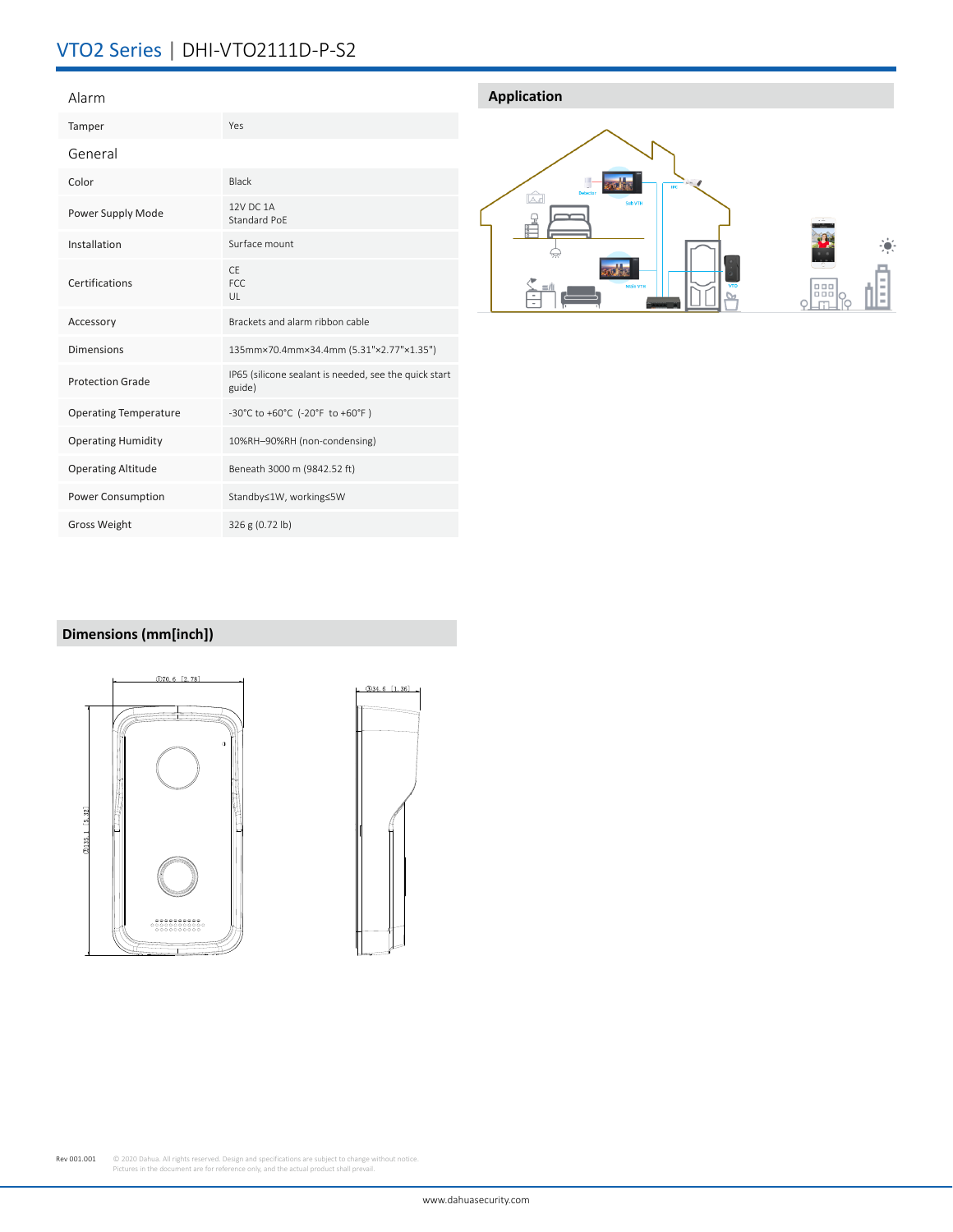| | |
|---|---|
| **Alarm** | |
| Tamper | Yes |
| **General** | |
| Color | Black |
| Power Supply Mode | 12V DC 1A<br>Standard PoE |
| Installation | Surface mount |
| Certifications | CE<br>FCC<br>UL |
| Accessory | Brackets and alarm ribbon cable |
| Dimensions | 135mm×70.4mm×34.4mm (5.31"×2.77"×1.35") |
| Protection Grade | IP65 (silicone sealant is needed, see the quick start guide) |
| Operating Temperature | -30°C to +60°C (-20°F to +60°F ) |
| Operating Humidity | 10%RH–90%RH (non-condensing) |
| Operating Altitude | Beneath 3000 m (9842.52 ft) |
| Power Consumption | Standby≤1W, working≤5W |
| Gross Weight | 326 g (0.72 lb) |

## Application

Detector

Sub VTH

IPC

Main VTH

VTO

## Dimensions (mm[inch])

70.6 [2.78]

34.6 [1.36]

135.1 [5.32]

Rev 001.001 © 2020 Dahua. All rights reserved. Design and specifications are subject to change without notice. Pictures in the document are for reference only, and the actual product shall prevail.

www.dahuasecurity.com